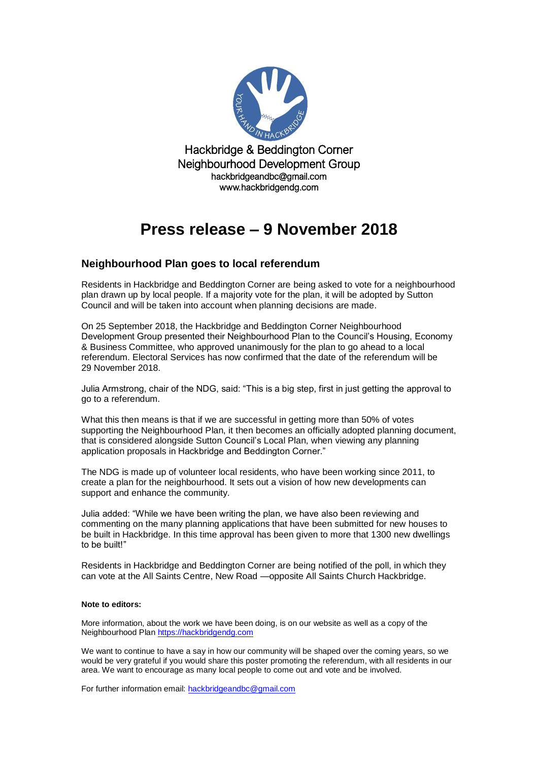Hackbridge & Beddington Corner
Neighbourhood Development Group
hackbridgeandbc@gmail.com
www.hackbridgendg.com

# Press release – 9 November 2018

## Neighbourhood Plan goes to local referendum

Residents in Hackbridge and Beddington Corner are being asked to vote for a neighbourhood plan drawn up by local people. If a majority vote for the plan, it will be adopted by Sutton Council and will be taken into account when planning decisions are made.

On 25 September 2018, the Hackbridge and Beddington Corner Neighbourhood Development Group presented their Neighbourhood Plan to the Council's Housing, Economy & Business Committee, who approved unanimously for the plan to go ahead to a local referendum. Electoral Services has now confirmed that the date of the referendum will be 29 November 2018.

Julia Armstrong, chair of the NDG, said: "This is a big step, first in just getting the approval to go to a referendum.

What this then means is that if we are successful in getting more than 50% of votes supporting the Neighbourhood Plan, it then becomes an officially adopted planning document, that is considered alongside Sutton Council's Local Plan, when viewing any planning application proposals in Hackbridge and Beddington Corner."

The NDG is made up of volunteer local residents, who have been working since 2011, to create a plan for the neighbourhood. It sets out a vision of how new developments can support and enhance the community.

Julia added: "While we have been writing the plan, we have also been reviewing and commenting on the many planning applications that have been submitted for new houses to be built in Hackbridge. In this time approval has been given to more that 1300 new dwellings to be built!"

Residents in Hackbridge and Beddington Corner are being notified of the poll, in which they can vote at the All Saints Centre, New Road —opposite All Saints Church Hackbridge.

**Note to editors:**

More information, about the work we have been doing, is on our website as well as a copy of the Neighbourhood Plan https://hackbridgendg.com

We want to continue to have a say in how our community will be shaped over the coming years, so we would be very grateful if you would share this poster promoting the referendum, with all residents in our area. We want to encourage as many local people to come out and vote and be involved.

For further information email: hackbridgeandbc@gmail.com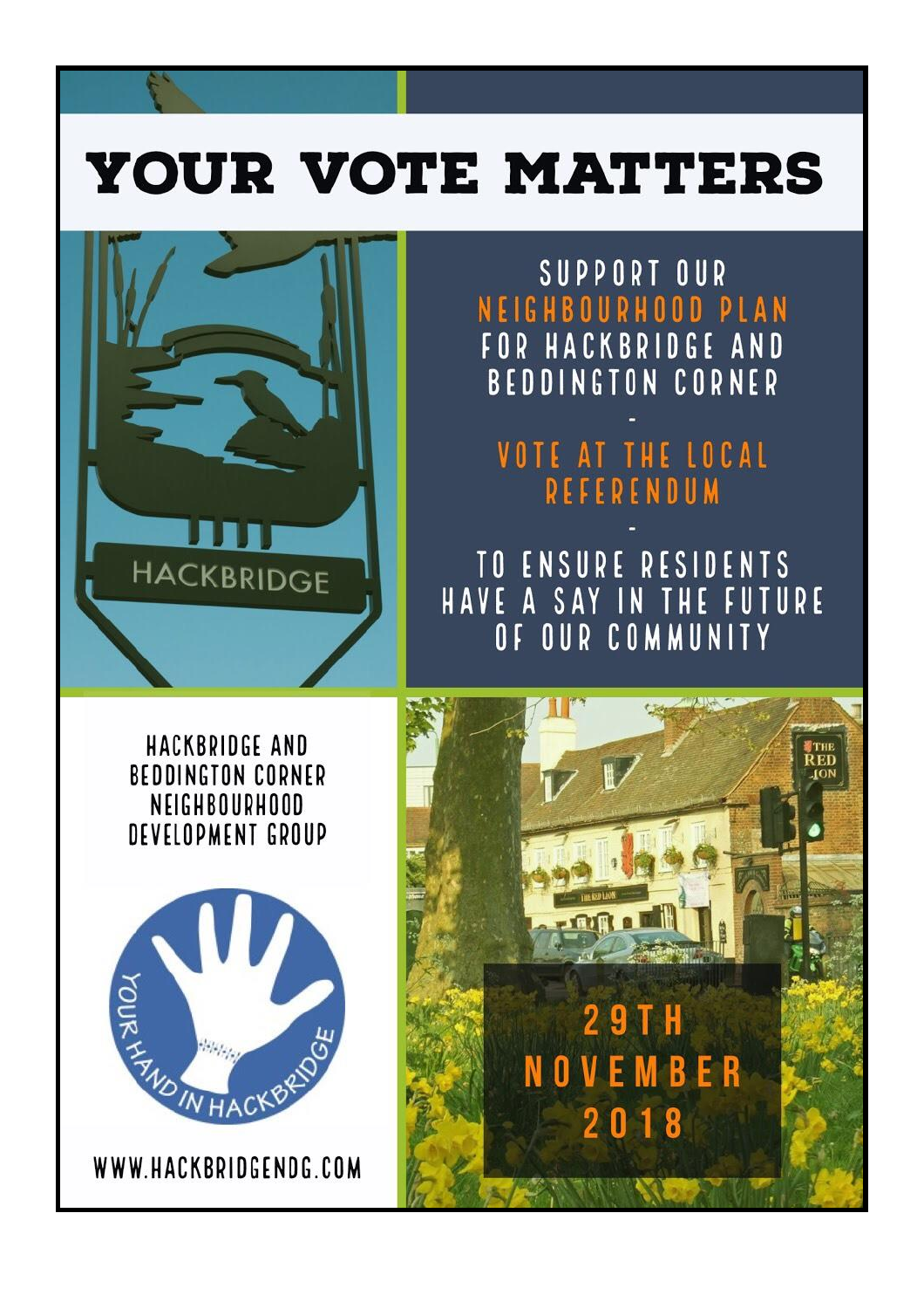# YOUR VOTE MATTERS

SUPPORT OUR NEIGHBOURHOOD PLAN FOR HACKBRIDGE AND BEDDINGTON CORNER

-

VOTE AT THE LOCAL REFERENDUM

-

TO ENSURE RESIDENTS HAVE A SAY IN THE FUTURE OF OUR COMMUNITY

HACKBRIDGE AND BEDDINGTON CORNER NEIGHBOURHOOD DEVELOPMENT GROUP

YOUR HAND IN HACKBRIDGE

WWW.HACKBRIDGENDG.COM

29TH NOVEMBER 2018